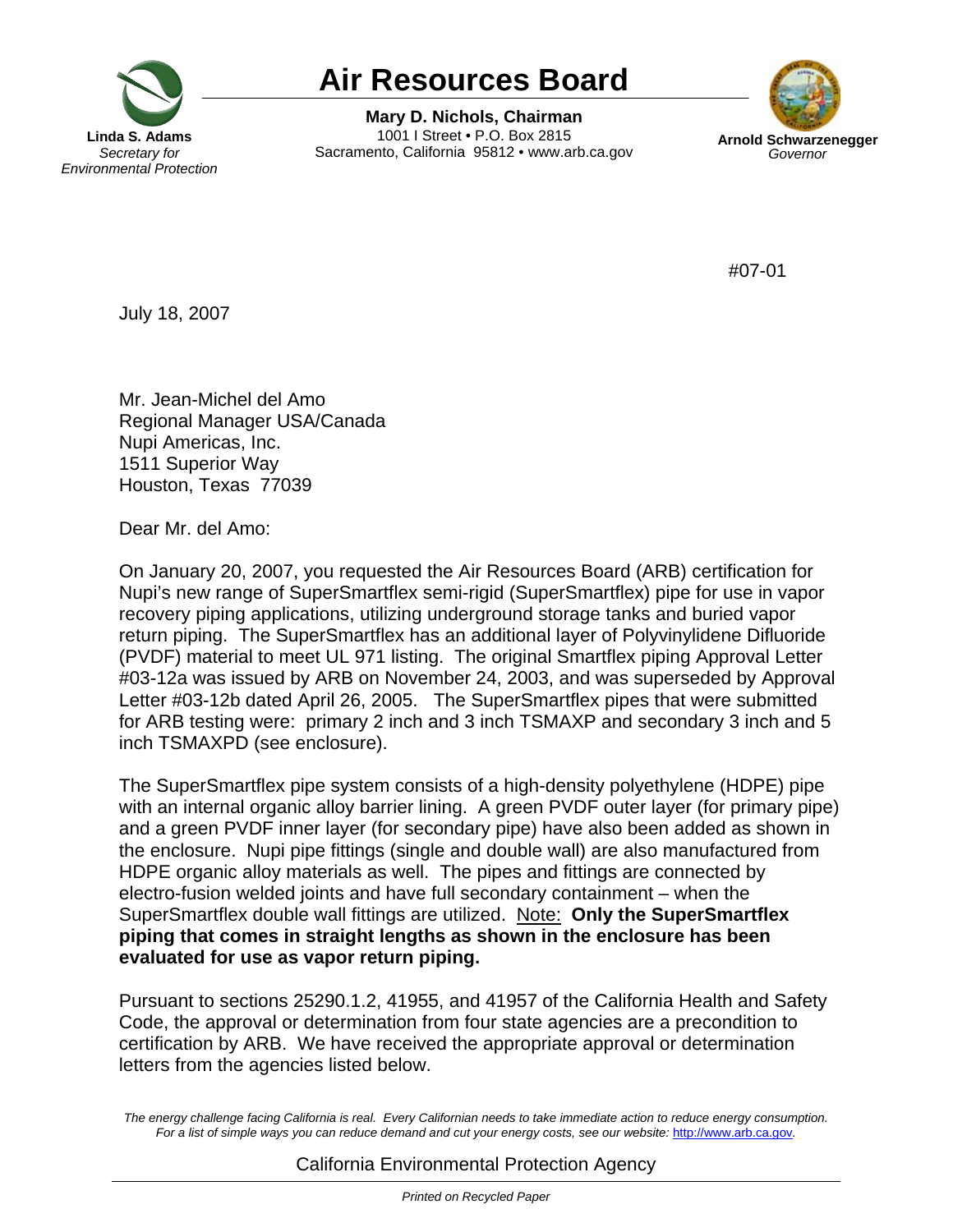Linda S. Adams
*Secretary for Environmental Protection*

# Air Resources Board

**Mary D. Nichols, Chairman**
1001 I Street • P.O. Box 2815
Sacramento, California 95812 • www.arb.ca.gov

**Arnold Schwarzenegger**
*Governor*

#07-01

July 18, 2007

Mr. Jean-Michel del Amo
Regional Manager USA/Canada
Nupi Americas, Inc.
1511 Superior Way
Houston, Texas 77039

Dear Mr. del Amo:

On January 20, 2007, you requested the Air Resources Board (ARB) certification for Nupi's new range of SuperSmartflex semi-rigid (SuperSmartflex) pipe for use in vapor recovery piping applications, utilizing underground storage tanks and buried vapor return piping. The SuperSmartflex has an additional layer of Polyvinylidene Difluoride (PVDF) material to meet UL 971 listing. The original Smartflex piping Approval Letter #03-12a was issued by ARB on November 24, 2003, and was superseded by Approval Letter #03-12b dated April 26, 2005. The SuperSmartflex pipes that were submitted for ARB testing were: primary 2 inch and 3 inch TSMAXP and secondary 3 inch and 5 inch TSMAXPD (see enclosure).

The SuperSmartflex pipe system consists of a high-density polyethylene (HDPE) pipe with an internal organic alloy barrier lining. A green PVDF outer layer (for primary pipe) and a green PVDF inner layer (for secondary pipe) have also been added as shown in the enclosure. Nupi pipe fittings (single and double wall) are also manufactured from HDPE organic alloy materials as well. The pipes and fittings are connected by electro-fusion welded joints and have full secondary containment – when the SuperSmartflex double wall fittings are utilized. Note: **Only the SuperSmartflex piping that comes in straight lengths as shown in the enclosure has been evaluated for use as vapor return piping.**

Pursuant to sections 25290.1.2, 41955, and 41957 of the California Health and Safety Code, the approval or determination from four state agencies are a precondition to certification by ARB. We have received the appropriate approval or determination letters from the agencies listed below.

*The energy challenge facing California is real. Every Californian needs to take immediate action to reduce energy consumption. For a list of simple ways you can reduce demand and cut your energy costs, see our website: http://www.arb.ca.gov.*

California Environmental Protection Agency

*Printed on Recycled Paper*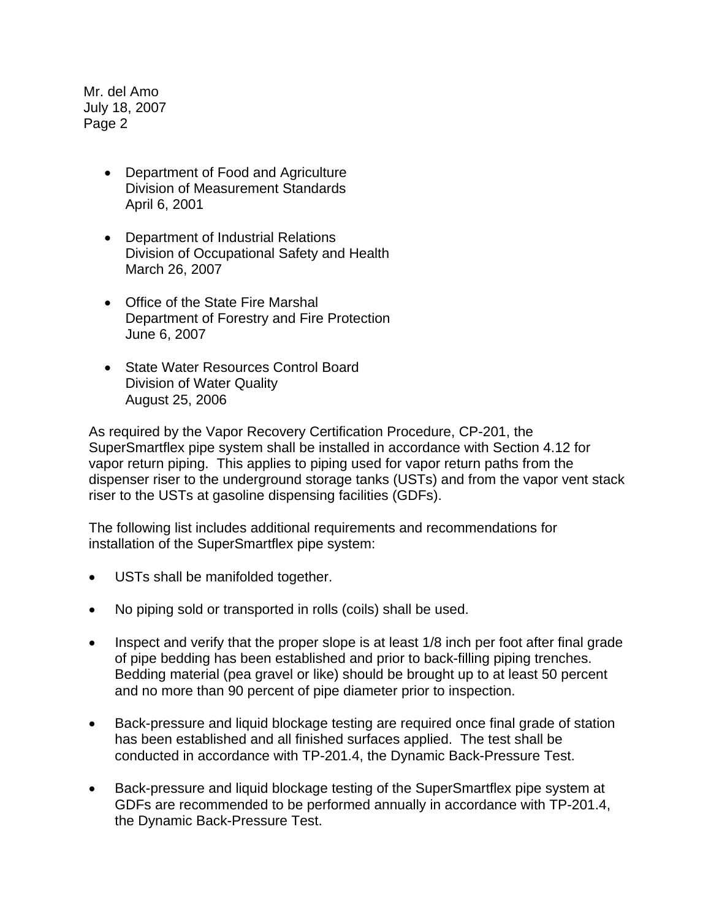- Department of Food and Agriculture
  Division of Measurement Standards
  April 6, 2001

- Department of Industrial Relations
  Division of Occupational Safety and Health
  March 26, 2007

- Office of the State Fire Marshal
  Department of Forestry and Fire Protection
  June 6, 2007

- State Water Resources Control Board
  Division of Water Quality
  August 25, 2006

As required by the Vapor Recovery Certification Procedure, CP-201, the SuperSmartflex pipe system shall be installed in accordance with Section 4.12 for vapor return piping. This applies to piping used for vapor return paths from the dispenser riser to the underground storage tanks (USTs) and from the vapor vent stack riser to the USTs at gasoline dispensing facilities (GDFs).

The following list includes additional requirements and recommendations for installation of the SuperSmartflex pipe system:

- USTs shall be manifolded together.
- No piping sold or transported in rolls (coils) shall be used.
- Inspect and verify that the proper slope is at least 1/8 inch per foot after final grade of pipe bedding has been established and prior to back-filling piping trenches. Bedding material (pea gravel or like) should be brought up to at least 50 percent and no more than 90 percent of pipe diameter prior to inspection.
- Back-pressure and liquid blockage testing are required once final grade of station has been established and all finished surfaces applied. The test shall be conducted in accordance with TP-201.4, the Dynamic Back-Pressure Test.
- Back-pressure and liquid blockage testing of the SuperSmartflex pipe system at GDFs are recommended to be performed annually in accordance with TP-201.4, the Dynamic Back-Pressure Test.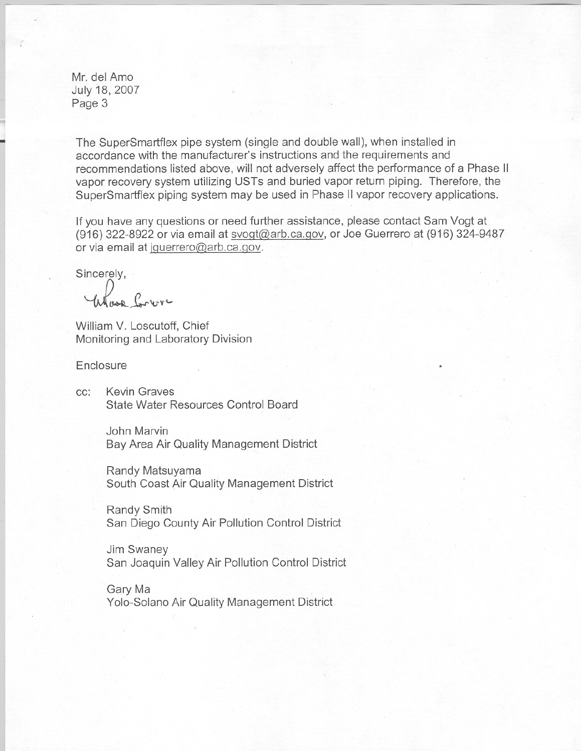Mr. del Amo
July 18, 2007
Page 3

The SuperSmartflex pipe system (single and double wall), when installed in accordance with the manufacturer's instructions and the requirements and recommendations listed above, will not adversely affect the performance of a Phase II vapor recovery system utilizing USTs and buried vapor return piping. Therefore, the SuperSmartflex piping system may be used in Phase II vapor recovery applications.

If you have any questions or need further assistance, please contact Sam Vogt at (916) 322-8922 or via email at svogt@arb.ca.gov, or Joe Guerrero at (916) 324-9487 or via email at jguerrero@arb.ca.gov.

Sincerely,

William V. Loscutoff, Chief
Monitoring and Laboratory Division

Enclosure

cc: Kevin Graves
State Water Resources Control Board

John Marvin
Bay Area Air Quality Management District

Randy Matsuyama
South Coast Air Quality Management District

Randy Smith
San Diego County Air Pollution Control District

Jim Swaney
San Joaquin Valley Air Pollution Control District

Gary Ma
Yolo-Solano Air Quality Management District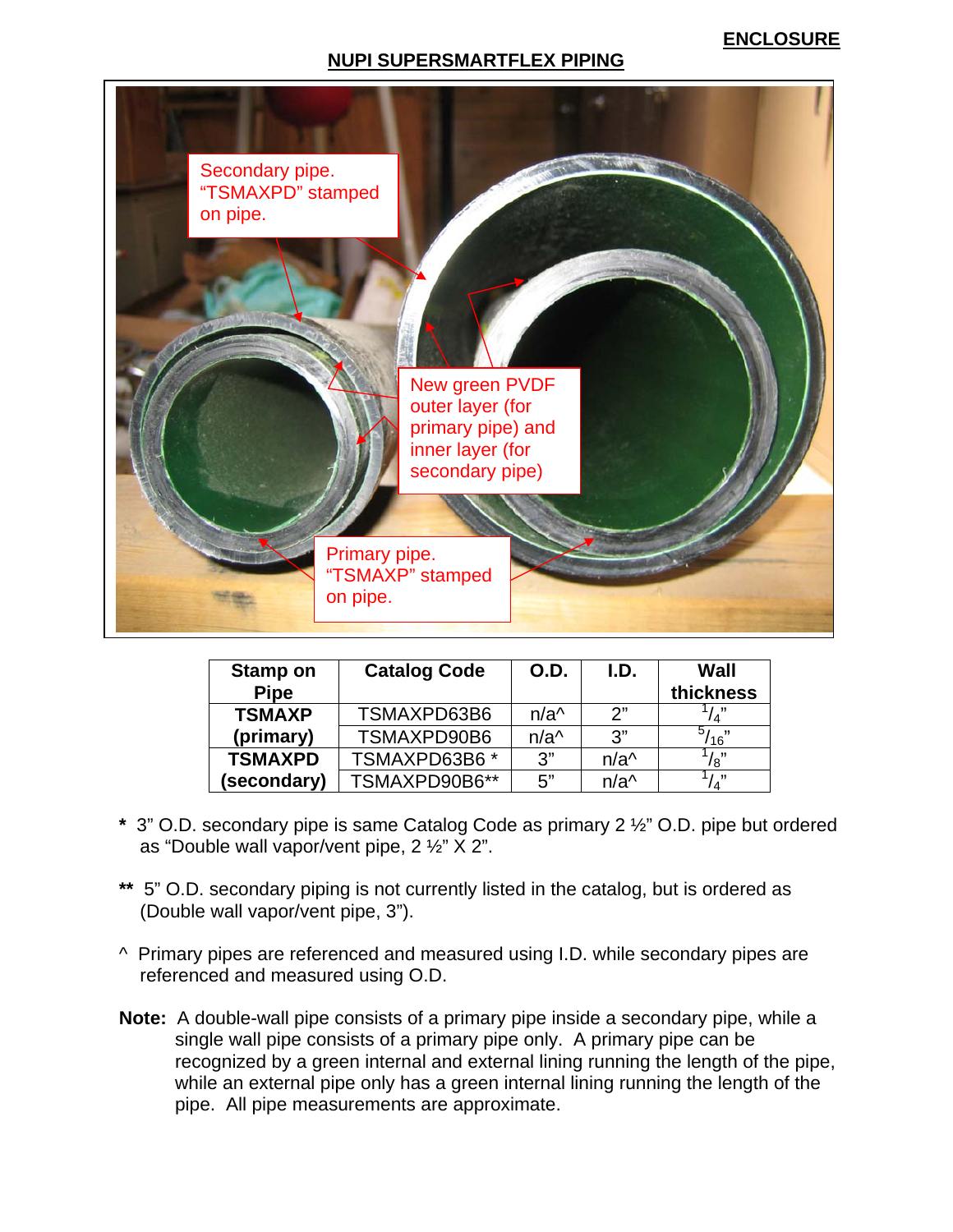**ENCLOSURE**

## NUPI SUPERSMARTFLEX PIPING

Secondary pipe. "TSMAXPD" stamped on pipe.

New green PVDF outer layer (for primary pipe) and inner layer (for secondary pipe)

Primary pipe. "TSMAXP" stamped on pipe.

| Stamp on Pipe | Catalog Code | O.D. | I.D. | Wall thickness |
|---|---|---|---|---|
| TSMAXP (primary) | TSMAXPD63B6 | n/a^ | 2" | 1/4" |
| | TSMAXPD90B6 | n/a^ | 3" | 5/16" |
| TSMAXPD (secondary) | TSMAXPD63B6 * | 3" | n/a^ | 1/8" |
| | TSMAXPD90B6** | 5" | n/a^ | 1/4" |

**\*** 3" O.D. secondary pipe is same Catalog Code as primary 2 ½" O.D. pipe but ordered as "Double wall vapor/vent pipe, 2 ½" X 2".

**\*\*** 5" O.D. secondary piping is not currently listed in the catalog, but is ordered as (Double wall vapor/vent pipe, 3").

^ Primary pipes are referenced and measured using I.D. while secondary pipes are referenced and measured using O.D.

**Note:** A double-wall pipe consists of a primary pipe inside a secondary pipe, while a single wall pipe consists of a primary pipe only. A primary pipe can be recognized by a green internal and external lining running the length of the pipe, while an external pipe only has a green internal lining running the length of the pipe. All pipe measurements are approximate.